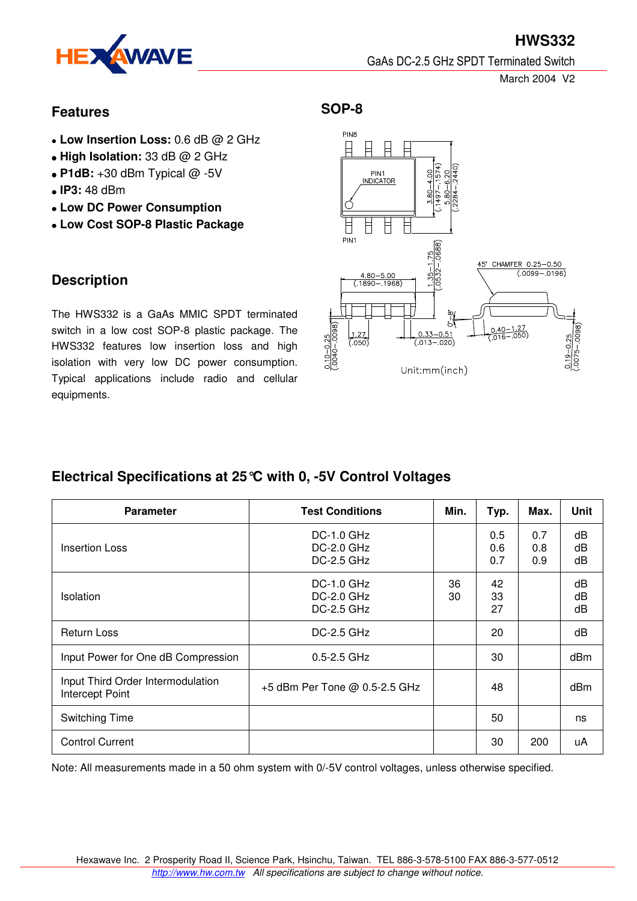# HWS332

GaAs DC-2.5 GHz SPDT Terminated Switch

March 2004 V2

## Features

- **Low Insertion Loss:** 0.6 dB @ 2 GHz
- **High Isolation:** 33 dB @ 2 GHz
- **P1dB:** +30 dBm Typical @ -5V
- **IP3:** 48 dBm
- **Low DC Power Consumption**
- **Low Cost SOP-8 Plastic Package**

## SOP-8

PIN8

PIN1 INDICATOR

PIN1

3.80−4.00 (.1497−.1574)

5.80−6.20 (.2284−.2440)

1.35−1.75 (.0532−.0688)

4.80−5.00 (.1890−.1968)

45° CHAMFER 0.25−0.50 (.0099−.0196)

0°−8°

0.10−0.25 (.0040−.0098)

1.27 (.050)

0.33−0.51 (.013−.020)

0.40−1.27 (.016−.050)

0.19−0.25 (.0075−.0098)

Unit:mm(inch)

## Description

The HWS332 is a GaAs MMIC SPDT terminated switch in a low cost SOP-8 plastic package. The HWS332 features low insertion loss and high isolation with very low DC power consumption. Typical applications include radio and cellular equipments.

## Electrical Specifications at 25℃ with 0, -5V Control Voltages

| Parameter | Test Conditions | Min. | Typ. | Max. | Unit |
|---|---|---|---|---|---|
| Insertion Loss | DC-1.0 GHz<br>DC-2.0 GHz<br>DC-2.5 GHz | | 0.5<br>0.6<br>0.7 | 0.7<br>0.8<br>0.9 | dB<br>dB<br>dB |
| Isolation | DC-1.0 GHz<br>DC-2.0 GHz<br>DC-2.5 GHz | 36<br>30 | 42<br>33<br>27 | | dB<br>dB<br>dB |
| Return Loss | DC-2.5 GHz | | 20 | | dB |
| Input Power for One dB Compression | 0.5-2.5 GHz | | 30 | | dBm |
| Input Third Order Intermodulation Intercept Point | +5 dBm Per Tone @ 0.5-2.5 GHz | | 48 | | dBm |
| Switching Time | | | 50 | | ns |
| Control Current | | | 30 | 200 | uA |

Note: All measurements made in a 50 ohm system with 0/-5V control voltages, unless otherwise specified.

Hexawave Inc. 2 Prosperity Road II, Science Park, Hsinchu, Taiwan. TEL 886-3-578-5100 FAX 886-3-577-0512

http://www.hw.com.tw *All specifications are subject to change without notice.*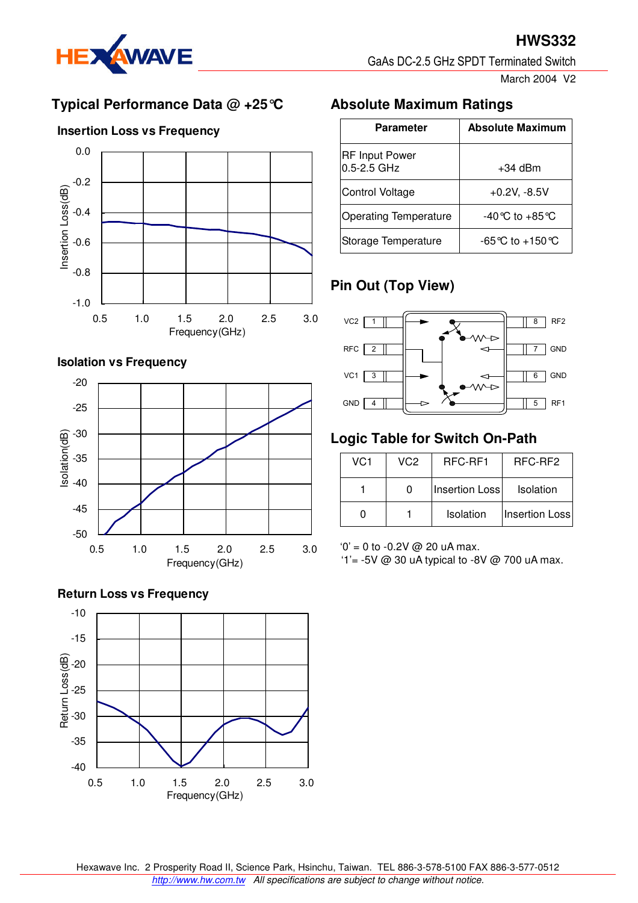**HWS332**

GaAs DC-2.5 GHz SPDT Terminated Switch

March 2004 V2

## Typical Performance Data @ +25℃

### Insertion Loss vs Frequency

0.0
-0.2
-0.4
-0.6
-0.8
-1.0
Insertion Loss(dB)
0.5 1.0 1.5 2.0 2.5 3.0
Frequency(GHz)

### Isolation vs Frequency

-20
-25
-30
-35
-40
-45
-50
Isolation(dB)
0.5 1.0 1.5 2.0 2.5 3.0
Frequency(GHz)

### Return Loss vs Frequency

-10
-15
-20
-25
-30
-35
-40
Return Loss(dB)
0.5 1.0 1.5 2.0 2.5 3.0
Frequency(GHz)

## Absolute Maximum Ratings

| Parameter | Absolute Maximum |
|---|---|
| RF Input Power 0.5-2.5 GHz | +34 dBm |
| Control Voltage | +0.2V, -8.5V |
| Operating Temperature | -40℃ to +85℃ |
| Storage Temperature | -65℃ to +150℃ |

## Pin Out (Top View)

VC2 1
RFC 2
VC1 3
GND 4
8 RF2
7 GND
6 GND
5 RF1

## Logic Table for Switch On-Path

| VC1 | VC2 | RFC-RF1 | RFC-RF2 |
|---|---|---|---|
| 1 | 0 | Insertion Loss | Isolation |
| 0 | 1 | Isolation | Insertion Loss |

'0' = 0 to -0.2V @ 20 uA max.
'1'= -5V @ 30 uA typical to -8V @ 700 uA max.

Hexawave Inc. 2 Prosperity Road II, Science Park, Hsinchu, Taiwan. TEL 886-3-578-5100 FAX 886-3-577-0512
http://www.hw.com.tw *All specifications are subject to change without notice.*